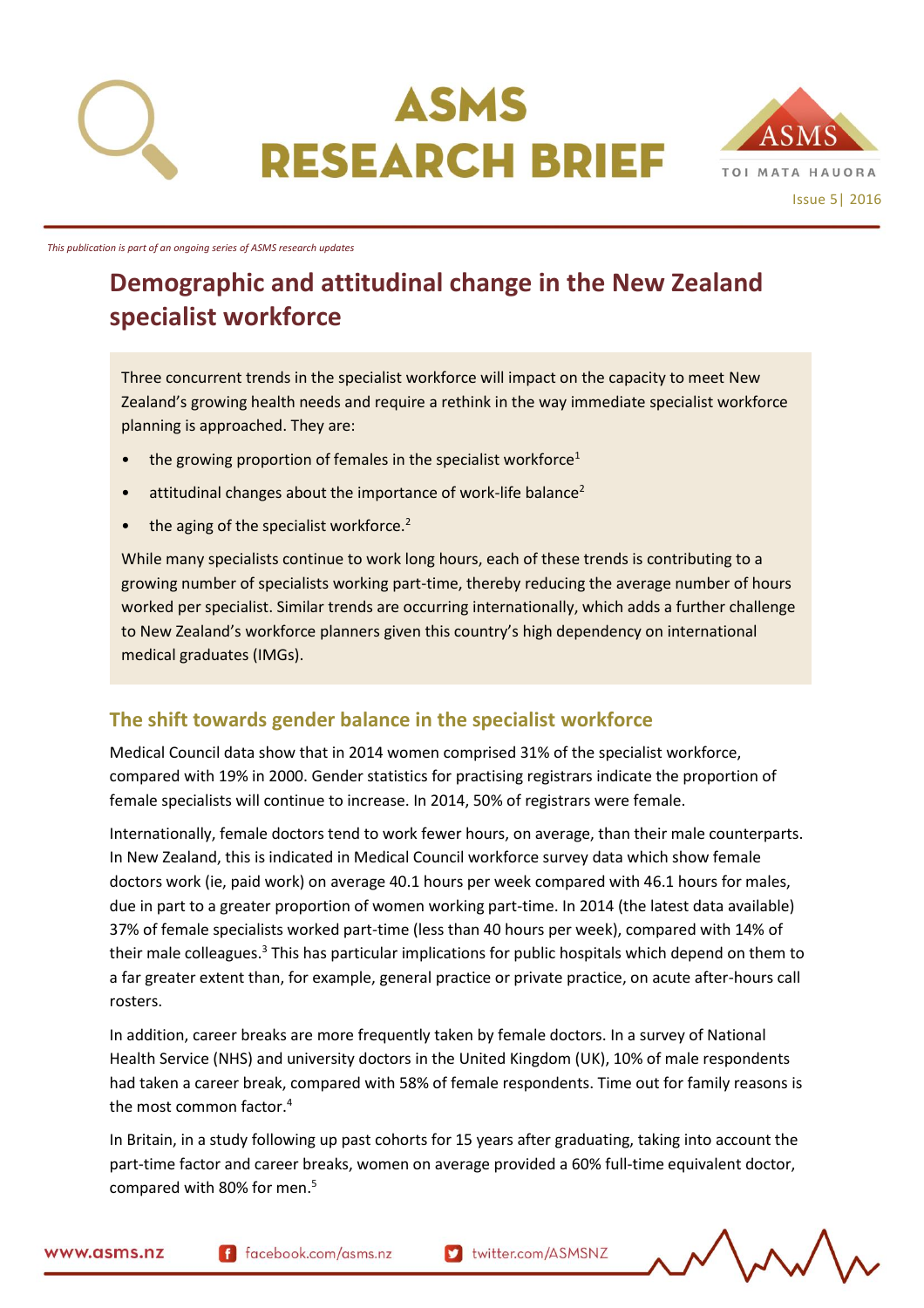# ASMS RESEARCH BRIEF

Issue 5| 2016

*This publication is part of an ongoing series of ASMS research updates*

## Demographic and attitudinal change in the New Zealand specialist workforce

Three concurrent trends in the specialist workforce will impact on the capacity to meet New Zealand's growing health needs and require a rethink in the way immediate specialist workforce planning is approached. They are:

- the growing proportion of females in the specialist workforce[1]
- attitudinal changes about the importance of work-life balance[2]
- the aging of the specialist workforce.[2]

While many specialists continue to work long hours, each of these trends is contributing to a growing number of specialists working part-time, thereby reducing the average number of hours worked per specialist. Similar trends are occurring internationally, which adds a further challenge to New Zealand's workforce planners given this country's high dependency on international medical graduates (IMGs).

### The shift towards gender balance in the specialist workforce

Medical Council data show that in 2014 women comprised 31% of the specialist workforce, compared with 19% in 2000. Gender statistics for practising registrars indicate the proportion of female specialists will continue to increase. In 2014, 50% of registrars were female.

Internationally, female doctors tend to work fewer hours, on average, than their male counterparts. In New Zealand, this is indicated in Medical Council workforce survey data which show female doctors work (ie, paid work) on average 40.1 hours per week compared with 46.1 hours for males, due in part to a greater proportion of women working part-time. In 2014 (the latest data available) 37% of female specialists worked part-time (less than 40 hours per week), compared with 14% of their male colleagues.[3] This has particular implications for public hospitals which depend on them to a far greater extent than, for example, general practice or private practice, on acute after-hours call rosters.

In addition, career breaks are more frequently taken by female doctors. In a survey of National Health Service (NHS) and university doctors in the United Kingdom (UK), 10% of male respondents had taken a career break, compared with 58% of female respondents. Time out for family reasons is the most common factor.[4]

In Britain, in a study following up past cohorts for 15 years after graduating, taking into account the part-time factor and career breaks, women on average provided a 60% full-time equivalent doctor, compared with 80% for men.[5]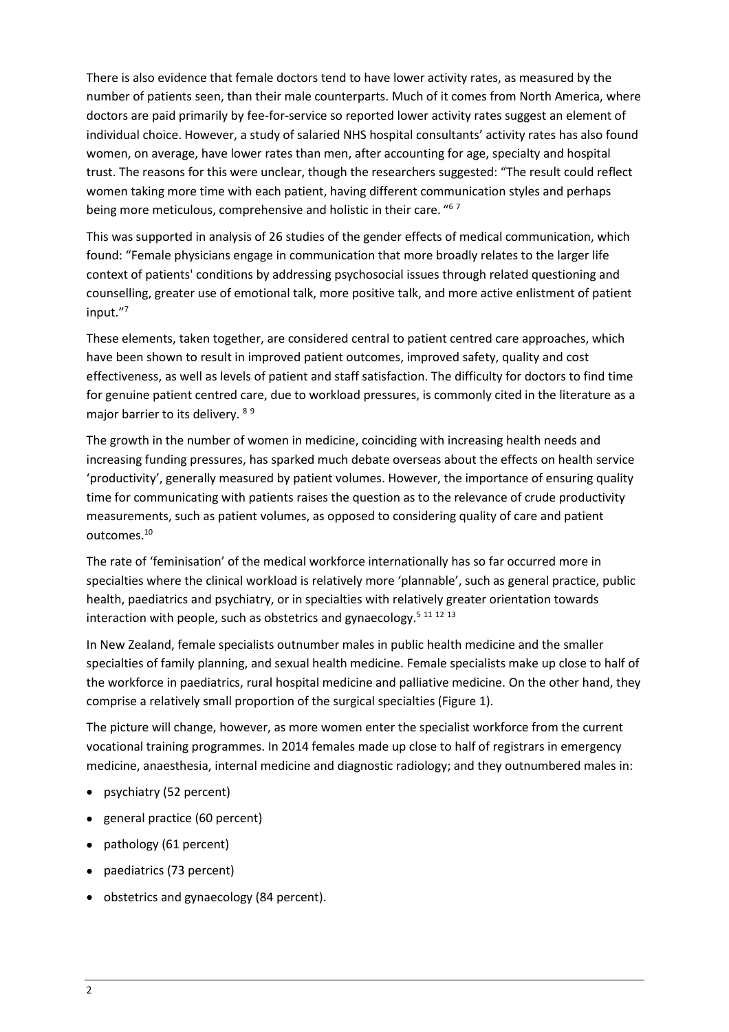There is also evidence that female doctors tend to have lower activity rates, as measured by the number of patients seen, than their male counterparts. Much of it comes from North America, where doctors are paid primarily by fee-for-service so reported lower activity rates suggest an element of individual choice. However, a study of salaried NHS hospital consultants' activity rates has also found women, on average, have lower rates than men, after accounting for age, specialty and hospital trust. The reasons for this were unclear, though the researchers suggested: "The result could reflect women taking more time with each patient, having different communication styles and perhaps being more meticulous, comprehensive and holistic in their care. "[6 7]

This was supported in analysis of 26 studies of the gender effects of medical communication, which found: "Female physicians engage in communication that more broadly relates to the larger life context of patients' conditions by addressing psychosocial issues through related questioning and counselling, greater use of emotional talk, more positive talk, and more active enlistment of patient input."[7]

These elements, taken together, are considered central to patient centred care approaches, which have been shown to result in improved patient outcomes, improved safety, quality and cost effectiveness, as well as levels of patient and staff satisfaction. The difficulty for doctors to find time for genuine patient centred care, due to workload pressures, is commonly cited in the literature as a major barrier to its delivery. [8 9]

The growth in the number of women in medicine, coinciding with increasing health needs and increasing funding pressures, has sparked much debate overseas about the effects on health service 'productivity', generally measured by patient volumes. However, the importance of ensuring quality time for communicating with patients raises the question as to the relevance of crude productivity measurements, such as patient volumes, as opposed to considering quality of care and patient outcomes.[10]

The rate of 'feminisation' of the medical workforce internationally has so far occurred more in specialties where the clinical workload is relatively more 'plannable', such as general practice, public health, paediatrics and psychiatry, or in specialties with relatively greater orientation towards interaction with people, such as obstetrics and gynaecology.[5 11 12 13]

In New Zealand, female specialists outnumber males in public health medicine and the smaller specialties of family planning, and sexual health medicine. Female specialists make up close to half of the workforce in paediatrics, rural hospital medicine and palliative medicine. On the other hand, they comprise a relatively small proportion of the surgical specialties (Figure 1).

The picture will change, however, as more women enter the specialist workforce from the current vocational training programmes. In 2014 females made up close to half of registrars in emergency medicine, anaesthesia, internal medicine and diagnostic radiology; and they outnumbered males in:

- psychiatry (52 percent)
- general practice (60 percent)
- pathology (61 percent)
- paediatrics (73 percent)
- obstetrics and gynaecology (84 percent).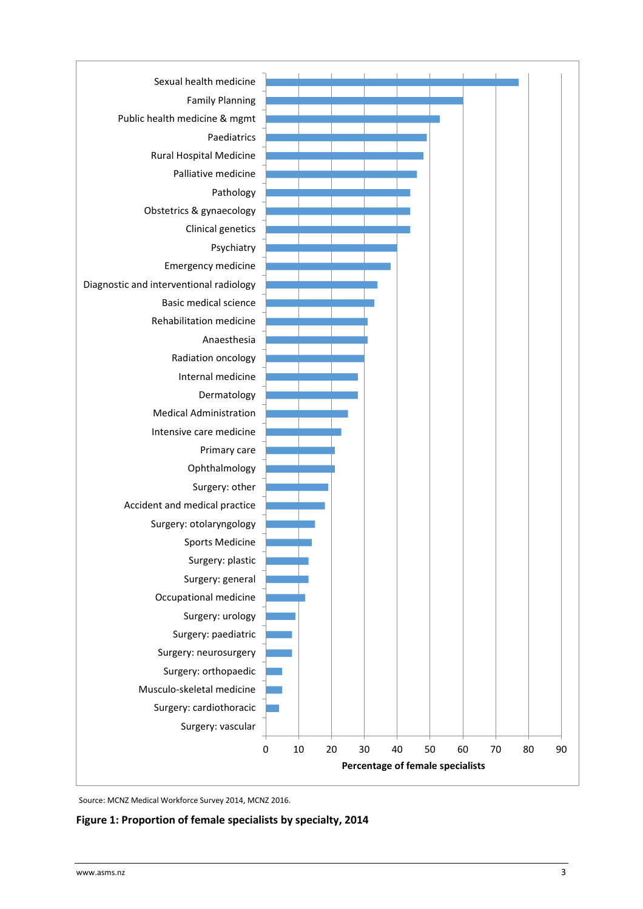Sexual health medicine
Family Planning
Public health medicine & mgmt
Paediatrics
Rural Hospital Medicine
Palliative medicine
Pathology
Obstetrics & gynaecology
Clinical genetics
Psychiatry
Emergency medicine
Diagnostic and interventional radiology
Basic medical science
Rehabilitation medicine
Anaesthesia
Radiation oncology
Internal medicine
Dermatology
Medical Administration
Intensive care medicine
Primary care
Ophthalmology
Surgery: other
Accident and medical practice
Surgery: otolaryngology
Sports Medicine
Surgery: plastic
Surgery: general
Occupational medicine
Surgery: urology
Surgery: paediatric
Surgery: neurosurgery
Surgery: orthopaedic
Musculo-skeletal medicine
Surgery: cardiothoracic
Surgery: vascular

0 10 20 30 40 50 60 70 80 90

**Percentage of female specialists**

Source: MCNZ Medical Workforce Survey 2014, MCNZ 2016.

**Figure 1: Proportion of female specialists by specialty, 2014**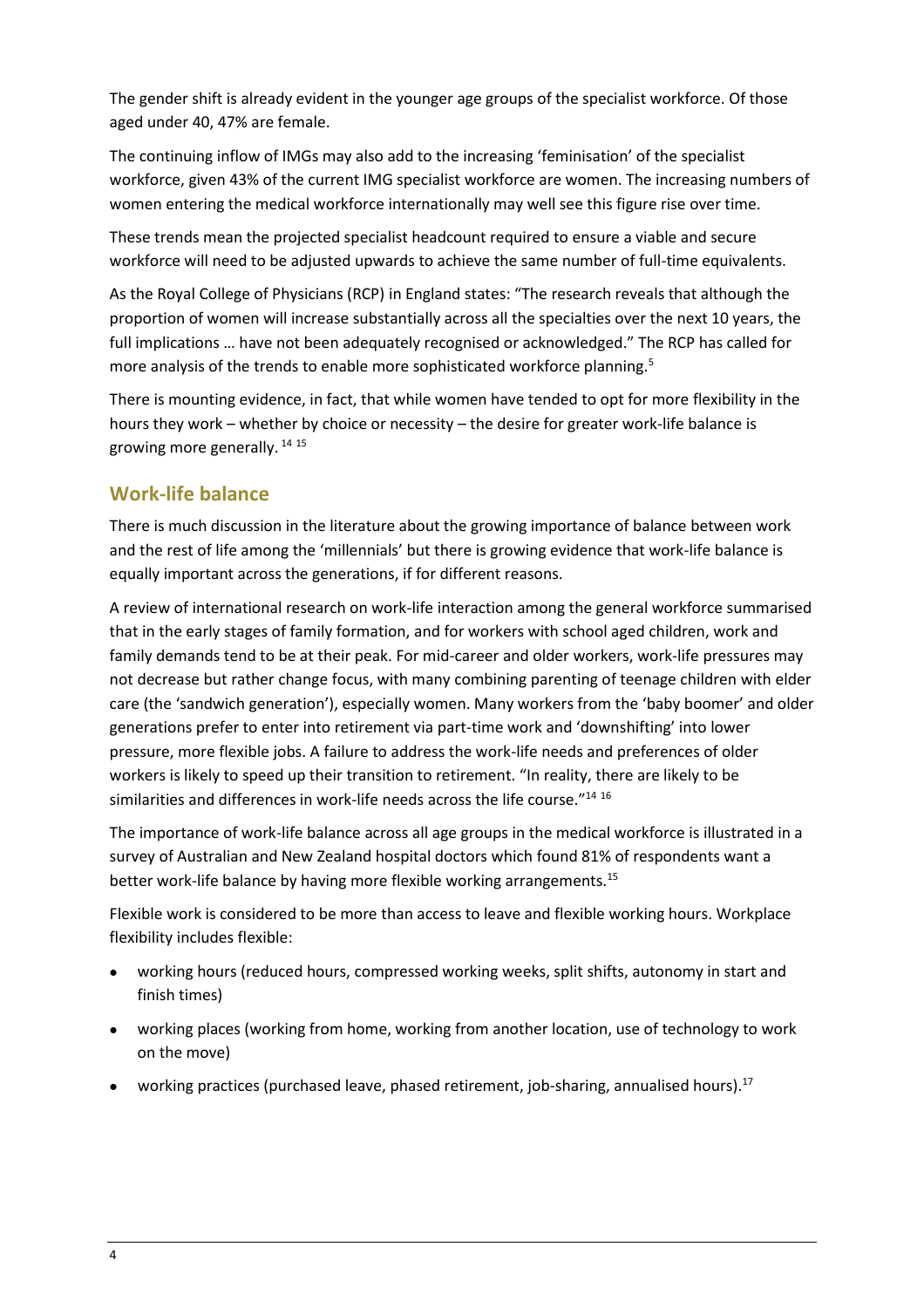The gender shift is already evident in the younger age groups of the specialist workforce. Of those aged under 40, 47% are female.

The continuing inflow of IMGs may also add to the increasing 'feminisation' of the specialist workforce, given 43% of the current IMG specialist workforce are women. The increasing numbers of women entering the medical workforce internationally may well see this figure rise over time.

These trends mean the projected specialist headcount required to ensure a viable and secure workforce will need to be adjusted upwards to achieve the same number of full-time equivalents.

As the Royal College of Physicians (RCP) in England states: "The research reveals that although the proportion of women will increase substantially across all the specialties over the next 10 years, the full implications … have not been adequately recognised or acknowledged." The RCP has called for more analysis of the trends to enable more sophisticated workforce planning.[5]

There is mounting evidence, in fact, that while women have tended to opt for more flexibility in the hours they work – whether by choice or necessity – the desire for greater work-life balance is growing more generally.[14 15]

## Work-life balance

There is much discussion in the literature about the growing importance of balance between work and the rest of life among the 'millennials' but there is growing evidence that work-life balance is equally important across the generations, if for different reasons.

A review of international research on work-life interaction among the general workforce summarised that in the early stages of family formation, and for workers with school aged children, work and family demands tend to be at their peak. For mid-career and older workers, work-life pressures may not decrease but rather change focus, with many combining parenting of teenage children with elder care (the 'sandwich generation'), especially women. Many workers from the 'baby boomer' and older generations prefer to enter into retirement via part-time work and 'downshifting' into lower pressure, more flexible jobs. A failure to address the work-life needs and preferences of older workers is likely to speed up their transition to retirement. "In reality, there are likely to be similarities and differences in work-life needs across the life course."[14 16]

The importance of work-life balance across all age groups in the medical workforce is illustrated in a survey of Australian and New Zealand hospital doctors which found 81% of respondents want a better work-life balance by having more flexible working arrangements.[15]

Flexible work is considered to be more than access to leave and flexible working hours. Workplace flexibility includes flexible:

- working hours (reduced hours, compressed working weeks, split shifts, autonomy in start and finish times)
- working places (working from home, working from another location, use of technology to work on the move)
- working practices (purchased leave, phased retirement, job-sharing, annualised hours).[17]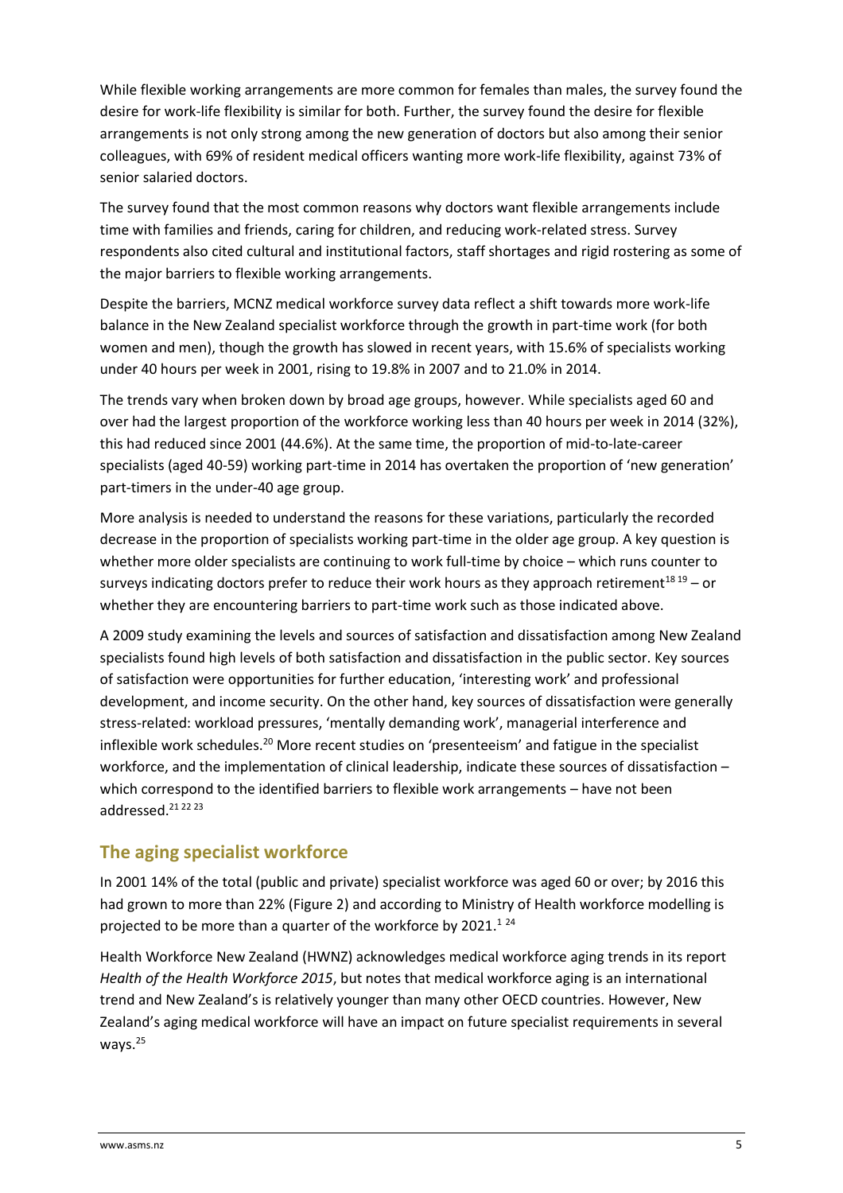While flexible working arrangements are more common for females than males, the survey found the desire for work-life flexibility is similar for both. Further, the survey found the desire for flexible arrangements is not only strong among the new generation of doctors but also among their senior colleagues, with 69% of resident medical officers wanting more work-life flexibility, against 73% of senior salaried doctors.

The survey found that the most common reasons why doctors want flexible arrangements include time with families and friends, caring for children, and reducing work-related stress. Survey respondents also cited cultural and institutional factors, staff shortages and rigid rostering as some of the major barriers to flexible working arrangements.

Despite the barriers, MCNZ medical workforce survey data reflect a shift towards more work-life balance in the New Zealand specialist workforce through the growth in part-time work (for both women and men), though the growth has slowed in recent years, with 15.6% of specialists working under 40 hours per week in 2001, rising to 19.8% in 2007 and to 21.0% in 2014.

The trends vary when broken down by broad age groups, however. While specialists aged 60 and over had the largest proportion of the workforce working less than 40 hours per week in 2014 (32%), this had reduced since 2001 (44.6%). At the same time, the proportion of mid-to-late-career specialists (aged 40-59) working part-time in 2014 has overtaken the proportion of 'new generation' part-timers in the under-40 age group.

More analysis is needed to understand the reasons for these variations, particularly the recorded decrease in the proportion of specialists working part-time in the older age group. A key question is whether more older specialists are continuing to work full-time by choice – which runs counter to surveys indicating doctors prefer to reduce their work hours as they approach retirement[18 19] – or whether they are encountering barriers to part-time work such as those indicated above.

A 2009 study examining the levels and sources of satisfaction and dissatisfaction among New Zealand specialists found high levels of both satisfaction and dissatisfaction in the public sector. Key sources of satisfaction were opportunities for further education, 'interesting work' and professional development, and income security. On the other hand, key sources of dissatisfaction were generally stress-related: workload pressures, 'mentally demanding work', managerial interference and inflexible work schedules.[20] More recent studies on 'presenteeism' and fatigue in the specialist workforce, and the implementation of clinical leadership, indicate these sources of dissatisfaction – which correspond to the identified barriers to flexible work arrangements – have not been addressed.[21 22 23]

## The aging specialist workforce

In 2001 14% of the total (public and private) specialist workforce was aged 60 or over; by 2016 this had grown to more than 22% (Figure 2) and according to Ministry of Health workforce modelling is projected to be more than a quarter of the workforce by 2021.[1 24]

Health Workforce New Zealand (HWNZ) acknowledges medical workforce aging trends in its report *Health of the Health Workforce 2015*, but notes that medical workforce aging is an international trend and New Zealand's is relatively younger than many other OECD countries. However, New Zealand's aging medical workforce will have an impact on future specialist requirements in several ways.[25]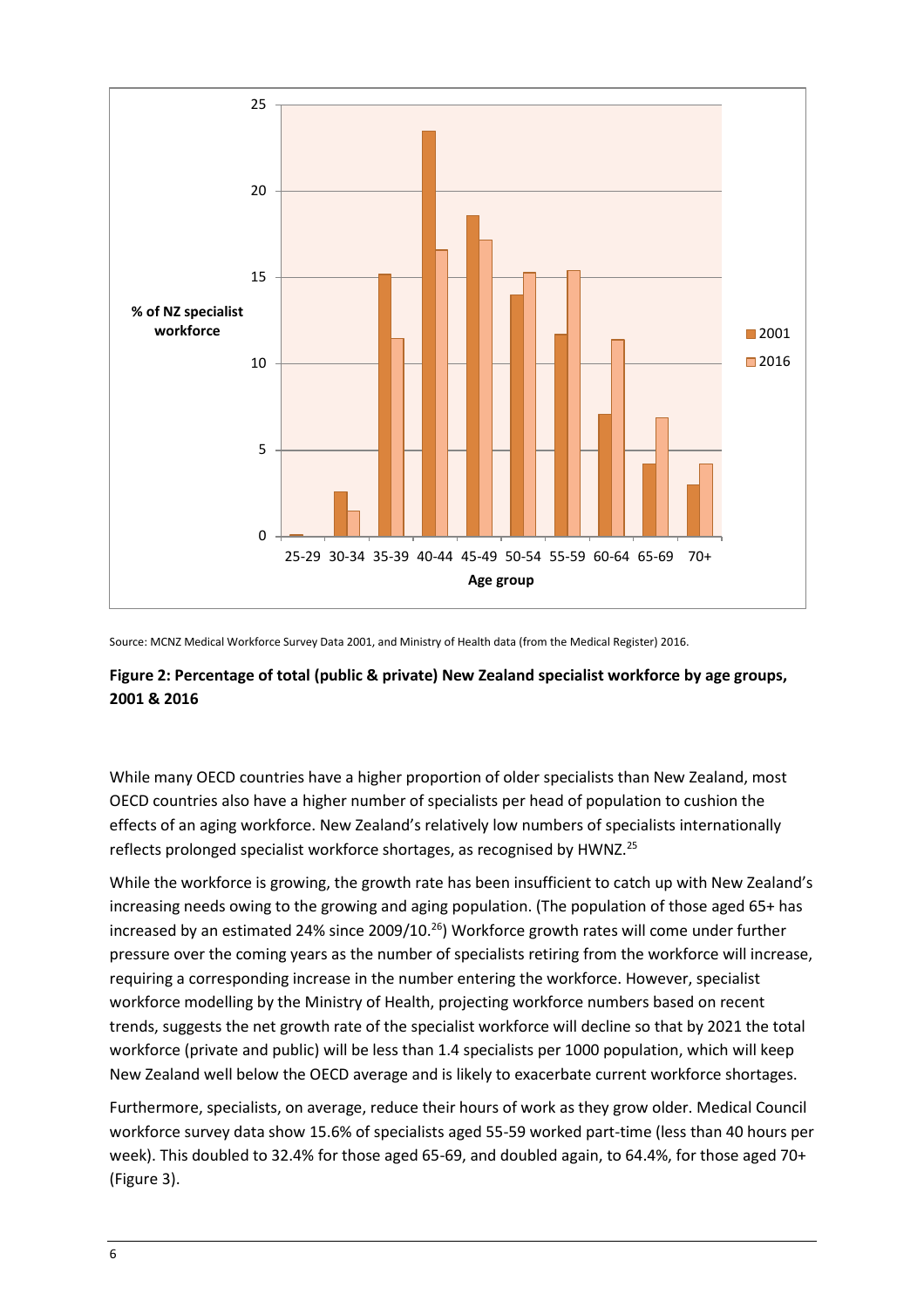Source: MCNZ Medical Workforce Survey Data 2001, and Ministry of Health data (from the Medical Register) 2016.

**Figure 2: Percentage of total (public & private) New Zealand specialist workforce by age groups, 2001 & 2016**

While many OECD countries have a higher proportion of older specialists than New Zealand, most OECD countries also have a higher number of specialists per head of population to cushion the effects of an aging workforce. New Zealand's relatively low numbers of specialists internationally reflects prolonged specialist workforce shortages, as recognised by HWNZ.[25]

While the workforce is growing, the growth rate has been insufficient to catch up with New Zealand's increasing needs owing to the growing and aging population. (The population of those aged 65+ has increased by an estimated 24% since 2009/10.[26]) Workforce growth rates will come under further pressure over the coming years as the number of specialists retiring from the workforce will increase, requiring a corresponding increase in the number entering the workforce. However, specialist workforce modelling by the Ministry of Health, projecting workforce numbers based on recent trends, suggests the net growth rate of the specialist workforce will decline so that by 2021 the total workforce (private and public) will be less than 1.4 specialists per 1000 population, which will keep New Zealand well below the OECD average and is likely to exacerbate current workforce shortages.

Furthermore, specialists, on average, reduce their hours of work as they grow older. Medical Council workforce survey data show 15.6% of specialists aged 55-59 worked part-time (less than 40 hours per week). This doubled to 32.4% for those aged 65-69, and doubled again, to 64.4%, for those aged 70+ (Figure 3).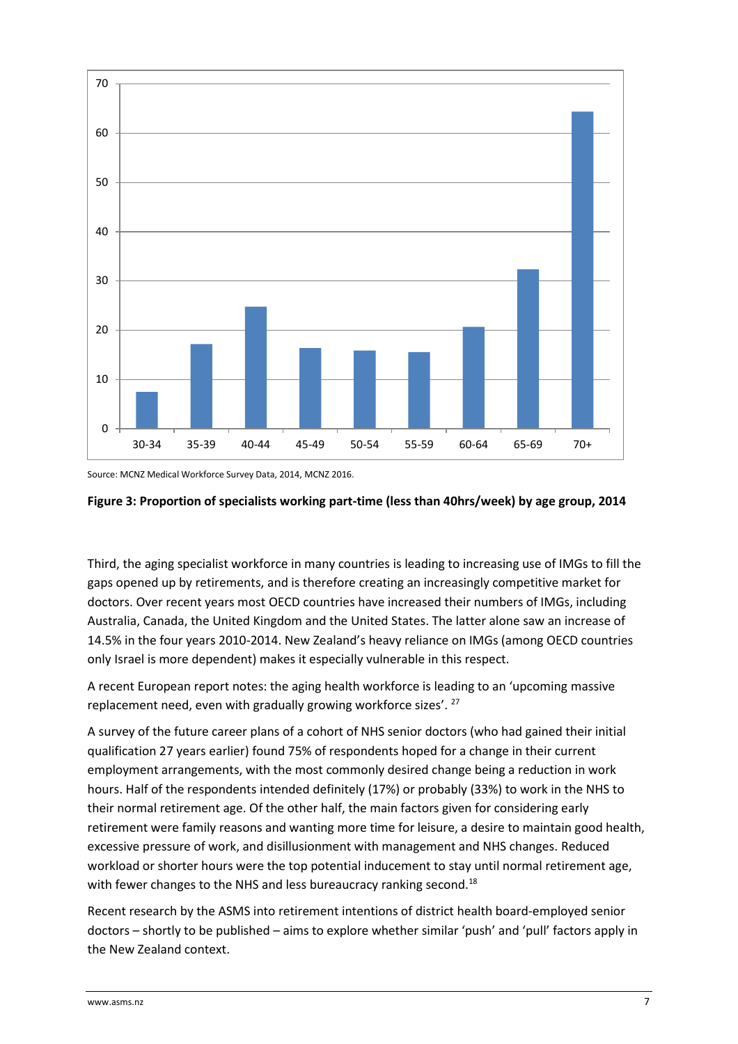Source: MCNZ Medical Workforce Survey Data, 2014, MCNZ 2016.

**Figure 3: Proportion of specialists working part-time (less than 40hrs/week) by age group, 2014**

Third, the aging specialist workforce in many countries is leading to increasing use of IMGs to fill the gaps opened up by retirements, and is therefore creating an increasingly competitive market for doctors. Over recent years most OECD countries have increased their numbers of IMGs, including Australia, Canada, the United Kingdom and the United States. The latter alone saw an increase of 14.5% in the four years 2010-2014. New Zealand's heavy reliance on IMGs (among OECD countries only Israel is more dependent) makes it especially vulnerable in this respect.

A recent European report notes: the aging health workforce is leading to an 'upcoming massive replacement need, even with gradually growing workforce sizes'. [27]

A survey of the future career plans of a cohort of NHS senior doctors (who had gained their initial qualification 27 years earlier) found 75% of respondents hoped for a change in their current employment arrangements, with the most commonly desired change being a reduction in work hours. Half of the respondents intended definitely (17%) or probably (33%) to work in the NHS to their normal retirement age. Of the other half, the main factors given for considering early retirement were family reasons and wanting more time for leisure, a desire to maintain good health, excessive pressure of work, and disillusionment with management and NHS changes. Reduced workload or shorter hours were the top potential inducement to stay until normal retirement age, with fewer changes to the NHS and less bureaucracy ranking second.[18]

Recent research by the ASMS into retirement intentions of district health board-employed senior doctors – shortly to be published – aims to explore whether similar 'push' and 'pull' factors apply in the New Zealand context.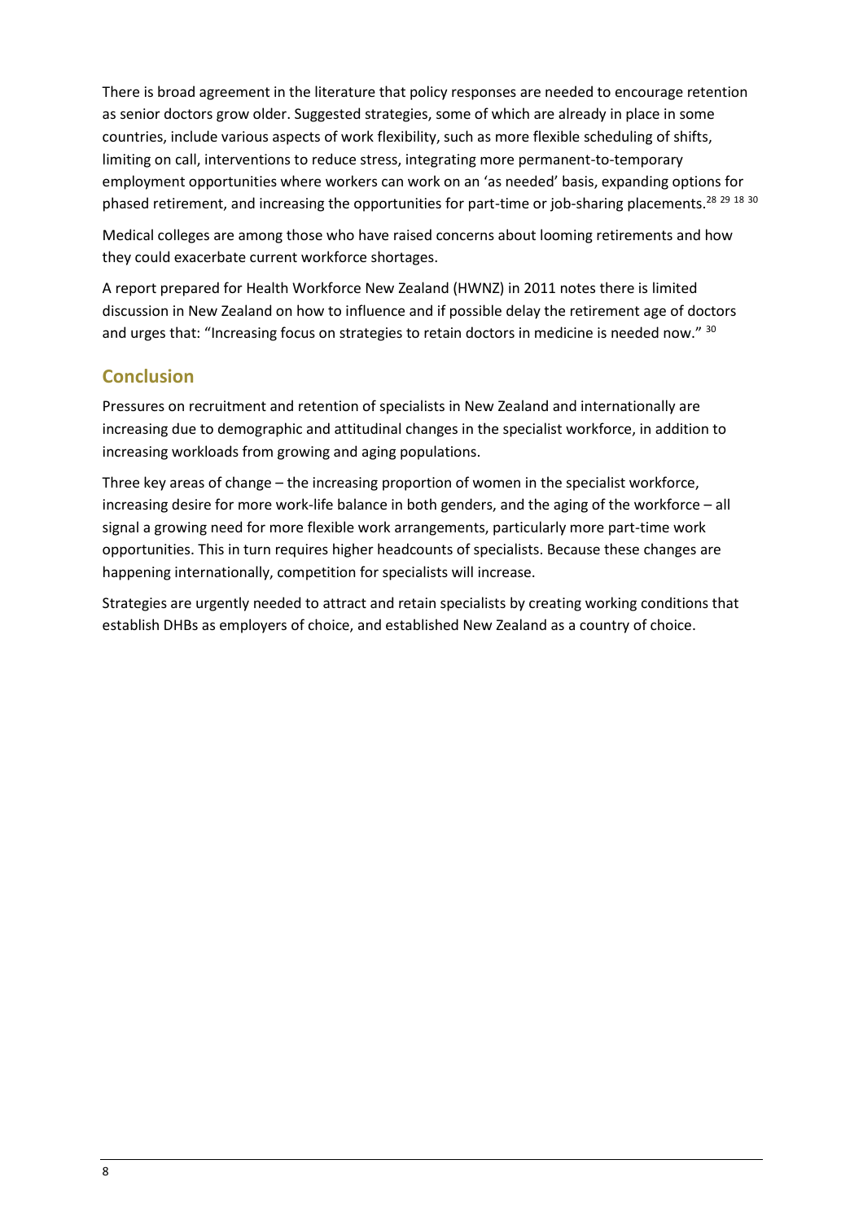There is broad agreement in the literature that policy responses are needed to encourage retention as senior doctors grow older. Suggested strategies, some of which are already in place in some countries, include various aspects of work flexibility, such as more flexible scheduling of shifts, limiting on call, interventions to reduce stress, integrating more permanent-to-temporary employment opportunities where workers can work on an 'as needed' basis, expanding options for phased retirement, and increasing the opportunities for part-time or job-sharing placements.[28 29 18 30]

Medical colleges are among those who have raised concerns about looming retirements and how they could exacerbate current workforce shortages.

A report prepared for Health Workforce New Zealand (HWNZ) in 2011 notes there is limited discussion in New Zealand on how to influence and if possible delay the retirement age of doctors and urges that: "Increasing focus on strategies to retain doctors in medicine is needed now." [30]

## Conclusion

Pressures on recruitment and retention of specialists in New Zealand and internationally are increasing due to demographic and attitudinal changes in the specialist workforce, in addition to increasing workloads from growing and aging populations.

Three key areas of change – the increasing proportion of women in the specialist workforce, increasing desire for more work-life balance in both genders, and the aging of the workforce – all signal a growing need for more flexible work arrangements, particularly more part-time work opportunities. This in turn requires higher headcounts of specialists. Because these changes are happening internationally, competition for specialists will increase.

Strategies are urgently needed to attract and retain specialists by creating working conditions that establish DHBs as employers of choice, and established New Zealand as a country of choice.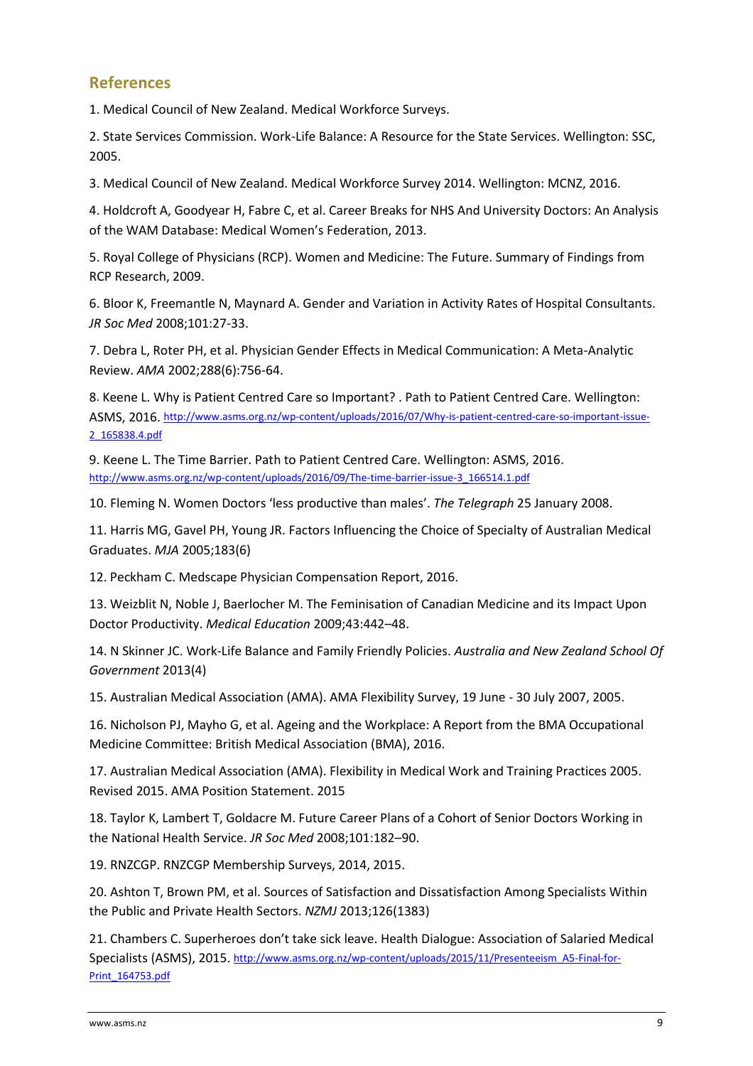## References

1. Medical Council of New Zealand. Medical Workforce Surveys.

2. State Services Commission. Work-Life Balance: A Resource for the State Services. Wellington: SSC, 2005.

3. Medical Council of New Zealand. Medical Workforce Survey 2014. Wellington: MCNZ, 2016.

4. Holdcroft A, Goodyear H, Fabre C, et al. Career Breaks for NHS And University Doctors: An Analysis of the WAM Database: Medical Women's Federation, 2013.

5. Royal College of Physicians (RCP). Women and Medicine: The Future. Summary of Findings from RCP Research, 2009.

6. Bloor K, Freemantle N, Maynard A. Gender and Variation in Activity Rates of Hospital Consultants. *JR Soc Med* 2008;101:27-33.

7. Debra L, Roter PH, et al. Physician Gender Effects in Medical Communication: A Meta-Analytic Review. *AMA* 2002;288(6):756-64.

8. Keene L. Why is Patient Centred Care so Important? . Path to Patient Centred Care. Wellington: ASMS, 2016. http://www.asms.org.nz/wp-content/uploads/2016/07/Why-is-patient-centred-care-so-important-issue-2_165838.4.pdf

9. Keene L. The Time Barrier. Path to Patient Centred Care. Wellington: ASMS, 2016. http://www.asms.org.nz/wp-content/uploads/2016/09/The-time-barrier-issue-3_166514.1.pdf

10. Fleming N. Women Doctors 'less productive than males'. *The Telegraph* 25 January 2008.

11. Harris MG, Gavel PH, Young JR. Factors Influencing the Choice of Specialty of Australian Medical Graduates. *MJA* 2005;183(6)

12. Peckham C. Medscape Physician Compensation Report, 2016.

13. Weizblit N, Noble J, Baerlocher M. The Feminisation of Canadian Medicine and its Impact Upon Doctor Productivity. *Medical Education* 2009;43:442–48.

14. N Skinner JC. Work-Life Balance and Family Friendly Policies. *Australia and New Zealand School Of Government* 2013(4)

15. Australian Medical Association (AMA). AMA Flexibility Survey, 19 June - 30 July 2007, 2005.

16. Nicholson PJ, Mayho G, et al. Ageing and the Workplace: A Report from the BMA Occupational Medicine Committee: British Medical Association (BMA), 2016.

17. Australian Medical Association (AMA). Flexibility in Medical Work and Training Practices 2005. Revised 2015. AMA Position Statement. 2015

18. Taylor K, Lambert T, Goldacre M. Future Career Plans of a Cohort of Senior Doctors Working in the National Health Service. *JR Soc Med* 2008;101:182–90.

19. RNZCGP. RNZCGP Membership Surveys, 2014, 2015.

20. Ashton T, Brown PM, et al. Sources of Satisfaction and Dissatisfaction Among Specialists Within the Public and Private Health Sectors. *NZMJ* 2013;126(1383)

21. Chambers C. Superheroes don't take sick leave. Health Dialogue: Association of Salaried Medical Specialists (ASMS), 2015. http://www.asms.org.nz/wp-content/uploads/2015/11/Presenteeism_A5-Final-for-Print_164753.pdf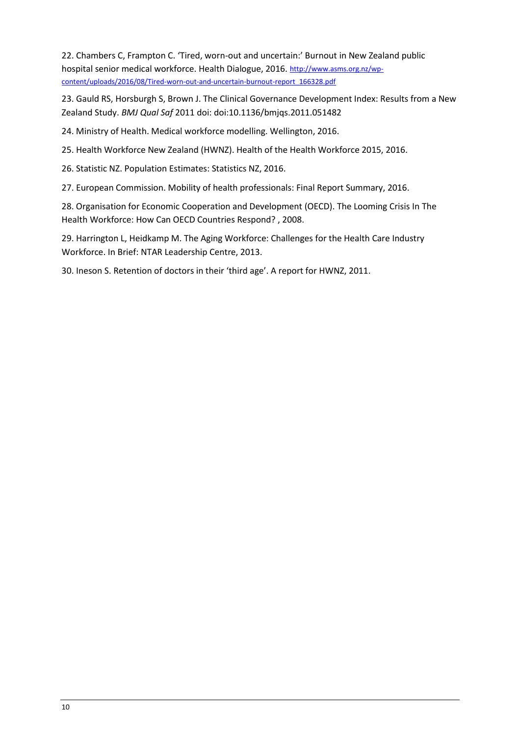22. Chambers C, Frampton C. 'Tired, worn-out and uncertain:' Burnout in New Zealand public hospital senior medical workforce. Health Dialogue, 2016. http://www.asms.org.nz/wp-content/uploads/2016/08/Tired-worn-out-and-uncertain-burnout-report_166328.pdf

23. Gauld RS, Horsburgh S, Brown J. The Clinical Governance Development Index: Results from a New Zealand Study. *BMJ Qual Saf* 2011 doi: doi:10.1136/bmjqs.2011.051482

24. Ministry of Health. Medical workforce modelling. Wellington, 2016.

25. Health Workforce New Zealand (HWNZ). Health of the Health Workforce 2015, 2016.

26. Statistic NZ. Population Estimates: Statistics NZ, 2016.

27. European Commission. Mobility of health professionals: Final Report Summary, 2016.

28. Organisation for Economic Cooperation and Development (OECD). The Looming Crisis In The Health Workforce: How Can OECD Countries Respond? , 2008.

29. Harrington L, Heidkamp M. The Aging Workforce: Challenges for the Health Care Industry Workforce. In Brief: NTAR Leadership Centre, 2013.

30. Ineson S. Retention of doctors in their 'third age'. A report for HWNZ, 2011.